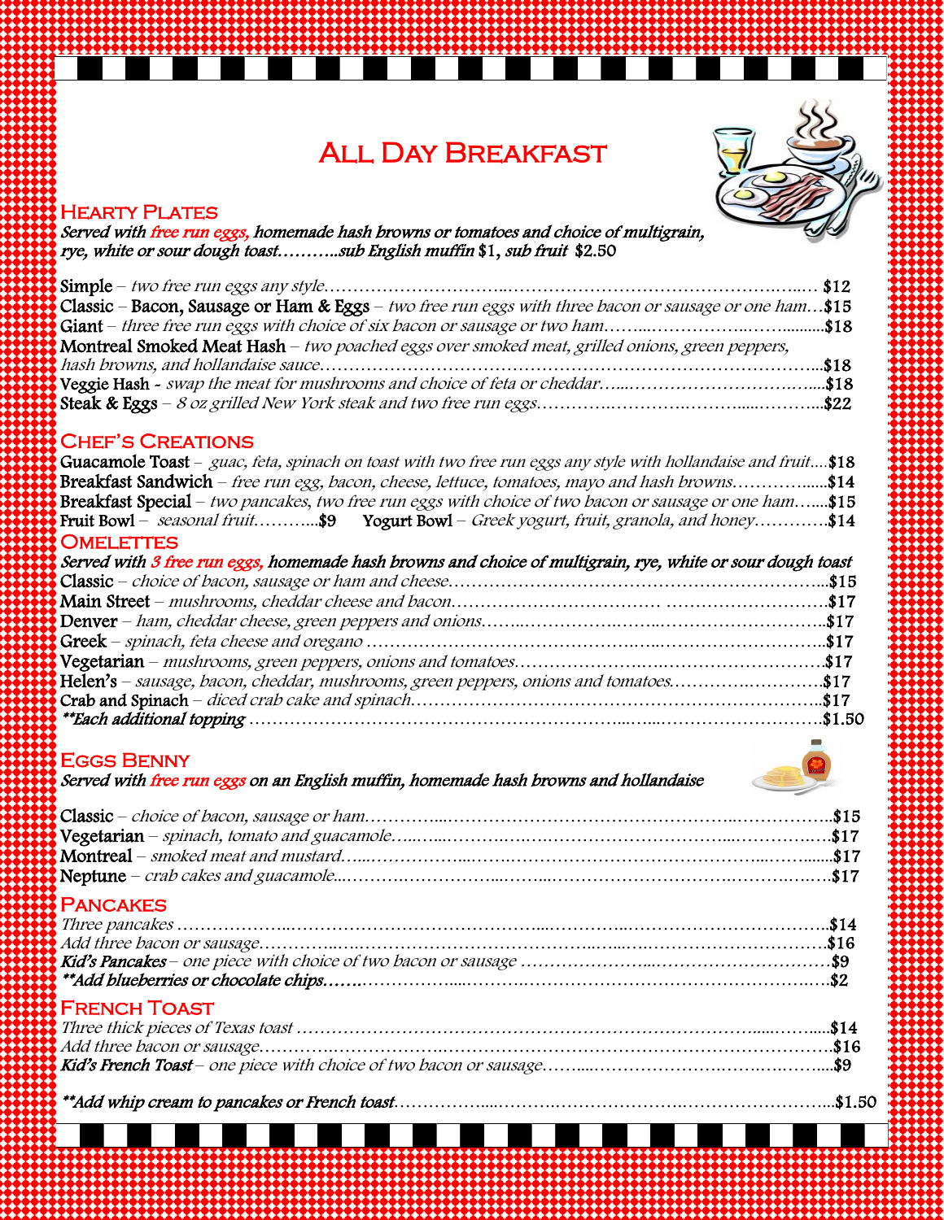# All Day Breakfast

## Hearty Plates

*Served with free run eggs, homemade hash browns or tomatoes and choice of multigrain, rye, white or sour dough toast...........sub English muffin $1, sub fruit $2.50*

**Simple** – *two free run eggs any style*........ $12
**Classic** – **Bacon, Sausage or Ham & Eggs** – *two free run eggs with three bacon or sausage or one ham*...$15
**Giant** – *three free run eggs with choice of six bacon or sausage or two ham*........$18
**Montreal Smoked Meat Hash** – *two poached eggs over smoked meat, grilled onions, green peppers, hash browns, and hollandaise sauce*........$18
**Veggie Hash** - *swap the meat for mushrooms and choice of feta or cheddar*........$18
**Steak & Eggs** – *8 oz grilled New York steak and two free run eggs*........$22

## Chef's Creations

**Guacamole Toast** – *guac, feta, spinach on toast with two free run eggs any style with hollandaise and fruit*....$18
**Breakfast Sandwich** – *free run egg, bacon, cheese, lettuce, tomatoes, mayo and hash browns*........$14
**Breakfast Special** – *two pancakes, two free run eggs with choice of two bacon or sausage or one ham*......$15
**Fruit Bowl** – *seasonal fruit*..........$9 **Yogurt Bowl** – *Greek yogurt, fruit, granola, and honey*............$14

## Omelettes

*Served with 3 free run eggs, homemade hash browns and choice of multigrain, rye, white or sour dough toast*

**Classic** – *choice of bacon, sausage or ham and cheese*........$15
**Main Street** – *mushrooms, cheddar cheese and bacon*........$17
**Denver** – *ham, cheddar cheese, green peppers and onions*........$17
**Greek** – *spinach, feta cheese and oregano*........$17
**Vegetarian** – *mushrooms, green peppers, onions and tomatoes*........$17
**Helen's** – *sausage, bacon, cheddar, mushrooms, green peppers, onions and tomatoes*........$17
**Crab and Spinach** – *diced crab cake and spinach*........$17
***\*\*Each additional topping*** ........$1.50

## Eggs Benny

*Served with free run eggs on an English muffin, homemade hash browns and hollandaise*

**Classic** – *choice of bacon, sausage or ham*........$15
**Vegetarian** – *spinach, tomato and guacamole*........$17
**Montreal** – *smoked meat and mustard*........$17
**Neptune** – *crab cakes and guacamole*........$17

## Pancakes

*Three pancakes* ........$14
*Add three bacon or sausage*........$16
***Kid's Pancakes*** – *one piece with choice of two bacon or sausage* ........$9
***\*\*Add blueberries or chocolate chips*** .......$2

## French Toast

*Three thick pieces of Texas toast* ........$14
*Add three bacon or sausage*........$16
***Kid's French Toast*** – *one piece with choice of two bacon or sausage*........$9

***\*\*Add whip cream to pancakes or French toast*** ........$1.50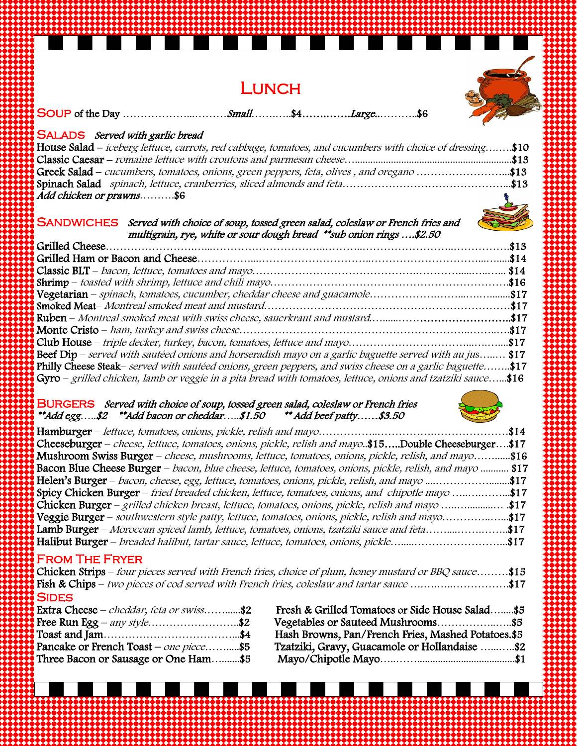# Lunch

**Soup** of the Day ……………………… *Small*………..$4…………..*Large*………..$6

## Salads *Served with garlic bread*

**House Salad** – *iceberg lettuce, carrots, red cabbage, tomatoes, and cucumbers with choice of dressing*……..$10
**Classic Caesar** – *romaine lettuce with croutons and parmesan cheese*…..........$13
**Greek Salad** – *cucumbers, tomatoes, onions, green peppers, feta, olives , and oregano* ……………………...$13
**Spinach Salad** *spinach, lettuce, cranberries, sliced almonds and feta*……………………………………...$13
*Add chicken or prawns*……….$6

## Sandwiches *Served with choice of soup, tossed green salad, coleslaw or French fries and multigrain, rye, white or sour dough bread \*\*sub onion rings ….$2.50*

**Grilled Cheese**……………………………………………………………………….$13
**Grilled Ham or Bacon and Cheese**……………………………………………………..$14
**Classic BLT** – *bacon, lettuce, tomatoes and mayo*……………………………………… $14
**Shrimp** – *toasted with shrimp, lettuce and chili mayo*……………………………………….$16
**Vegetarian** – *spinach, tomatoes, cucumber, cheddar cheese and guacamole*………………………..$17
**Smoked Meat**– *Montreal smoked meat and mustard*………………………………………….$17
**Ruben** – *Montreal smoked meat with swiss cheese, sauerkraut and mustard*……………………….$17
**Monte Cristo** – *ham, turkey and swiss cheese*………………………………………………….$17
**Club House** – *triple decker, turkey, bacon, tomatoes, lettuce and mayo*……………………………..$17
**Beef Dip** – *served with sautéed onions and horseradish mayo on a garlic baguette served with au jus*…..… $17
**Philly Cheese Steak**– *served with sautéed onions, green peppers, and swiss cheese on a garlic baguette*……..$17
**Gyro** – *grilled chicken, lamb or veggie in a pita bread with tomatoes, lettuce, onions and tzatziki sauce*…...$16

## Burgers *Served with choice of soup, tossed green salad, coleslaw or French fries*
*\*\*Add egg…..$2 \*\*Add bacon or cheddar…..$1.50 \*\* Add beef patty……$3.50*

**Hamburger** – *lettuce, tomatoes, onions, pickle, relish and mayo*……………………………………$14
**Cheeseburger** – *cheese, lettuce, tomatoes, onions, pickle, relish and mayo*..**$15**…..**Double Cheeseburger**….$17
**Mushroom Swiss Burger** – *cheese, mushrooms, lettuce, tomatoes, onions, pickle, relish, and mayo*……......$16
**Bacon Blue Cheese Burger** – *bacon, blue cheese, lettuce, tomatoes, onions, pickle, relish, and mayo* ........... $17
**Helen's Burger** – *bacon, cheese, egg, lettuce, tomatoes, onions, pickle, relish, and mayo* ......…………........$17
**Spicy Chicken Burger** – *fried breaded chicken, lettuce, tomatoes, onions, and chipotle mayo* ……………...$17
**Chicken Burger** – *grilled chicken breast, lettuce, tomatoes, onions, pickle, relish and mayo* ……………… .$17
**Veggie Burger** – *southwestern style patty, lettuce, tomatoes, onions, pickle, relish and mayo*……………...$17
**Lamb Burger** – *Moroccan spiced lamb, lettuce, tomatoes, onions, tzatziki sauce and feta*………………..$17
**Halibut Burger** – *breaded halibut, tartar sauce, lettuce, tomatoes, onions, pickle*…………………………...$17

## From The Fryer

**Chicken Strips** – *four pieces served with French fries, choice of plum, honey mustard or BBQ sauce*………$15
**Fish & Chips** – *two pieces of cod served with French fries, coleslaw and tartar sauce* ……………………….$17

## Sides

**Extra Cheese** – *cheddar, feta or swiss*……......$2
**Free Run Egg** – *any style*……………………..$2
**Toast and Jam**………………………………...$4
**Pancake or French Toast** – *one piece*……......$5
**Three Bacon or Sausage or One Ham**…….......$5
**Fresh & Grilled Tomatoes or Side House Salad**…......$5
**Vegetables or Sauteed Mushrooms**………………..$5
**Hash Browns, Pan/French Fries, Mashed Potatoes**.$5
**Tzatziki, Gravy, Guacamole or Hollandaise** ……….$2
**Mayo/Chipotle Mayo**……………………………….$1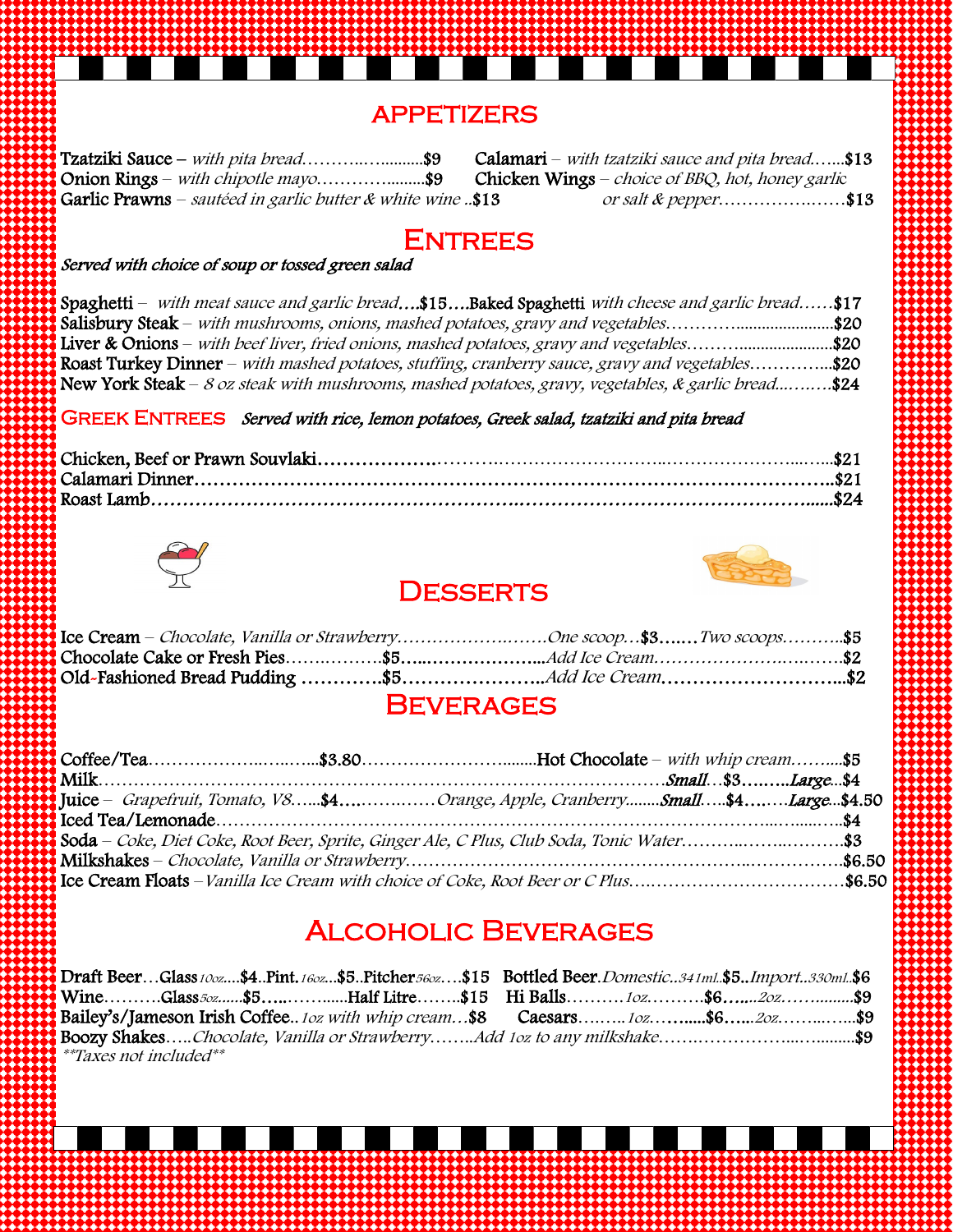## APPETIZERS

**Tzatziki Sauce** – *with pita bread*……….…..........$9

**Onion Rings** – *with chipotle mayo*…………..........$9

**Garlic Prawns** – *sautéed in garlic butter & white wine* ..$13

**Calamari** – *with tzatziki sauce and pita bread*…….$13

**Chicken Wings** – *choice of BBQ, hot, honey garlic or salt & pepper*…………….……$13

## ENTREES

*Served with choice of soup or tossed green salad*

**Spaghetti** – *with meat sauce and garlic bread*….$15….**Baked Spaghetti** *with cheese and garlic bread*……$17

**Salisbury Steak** – *with mushrooms, onions, mashed potatoes, gravy and vegetables*………........................$20

**Liver & Onions** – *with beef liver, fried onions, mashed potatoes, gravy and vegetables*……......................$20

**Roast Turkey Dinner** – *with mashed potatoes, stuffing, cranberry sauce, gravy and vegetables*…………...$20

**New York Steak** – *8 oz steak with mushrooms, mashed potatoes, gravy, vegetables, & garlic bread*...……..$24

## GREEK ENTREES

*Served with rice, lemon potatoes, Greek salad, tzatziki and pita bread*

Chicken, Beef or Prawn Souvlaki……………………………………………………………………….$21

Calamari Dinner…………………………………………………………………………………………..$21

Roast Lamb……………………………………………………………………………………………......$24

## DESSERTS

**Ice Cream** – *Chocolate, Vanilla or Strawberry*…………………….……*One scoop*…$3…….*Two scoops*………..$5

**Chocolate Cake or Fresh Pies**………..……..$5…..………………….....*Add Ice Cream*………………………..……$2

**Old-Fashioned Bread Pudding** ………….$5……………………...*Add Ice Cream*…………………………...$2

## BEVERAGES

**Coffee/Tea**……………………..…...$3.80…………………………........**Hot Chocolate** – *with whip cream*……....$5

**Milk**…………………………………………………………………………………***Small***…$3……...***Large***...$4

**Juice** – *Grapefruit, Tomato, V8*…...$4…..………..*Orange, Apple, Cranberry*........***Small***…..$4……..***Large***...$4.50

**Iced Tea/Lemonade**……………………………………………………………………………...........$4

**Soda** – *Coke, Diet Coke, Root Beer, Sprite, Ginger Ale, C Plus, Club Soda, Tonic Water*……………………..$3

**Milkshakes** – *Chocolate, Vanilla or Strawberry*…………………………………………………………..$6.50

**Ice Cream Floats** – *Vanilla Ice Cream with choice of Coke, Root Beer or C Plus*………………………………$6.50

## ALCOHOLIC BEVERAGES

**Draft Beer**…**Glass** *10oz*….$4..**Pint**.*16oz*…$5..**Pitcher** *56oz*….$15

**Bottled Beer**.*Domestic..341ml*..$5..*Import..330ml*..$6

**Wine**……….**Glass** *5oz*......$5…..……......**Half Litre**……..$15

**Hi Balls**……….*1oz*……….$6…...*2oz*……........$9

**Bailey's/Jameson Irish Coffee**..*1oz with whip cream*…$8

**Caesars**……..*1oz*……......$6…...*2oz*……......$9

**Boozy Shakes**…..*Chocolate, Vanilla or Strawberry*……..*Add 1oz to any milkshake*…………………….........$9

*\*\*Taxes not included\*\**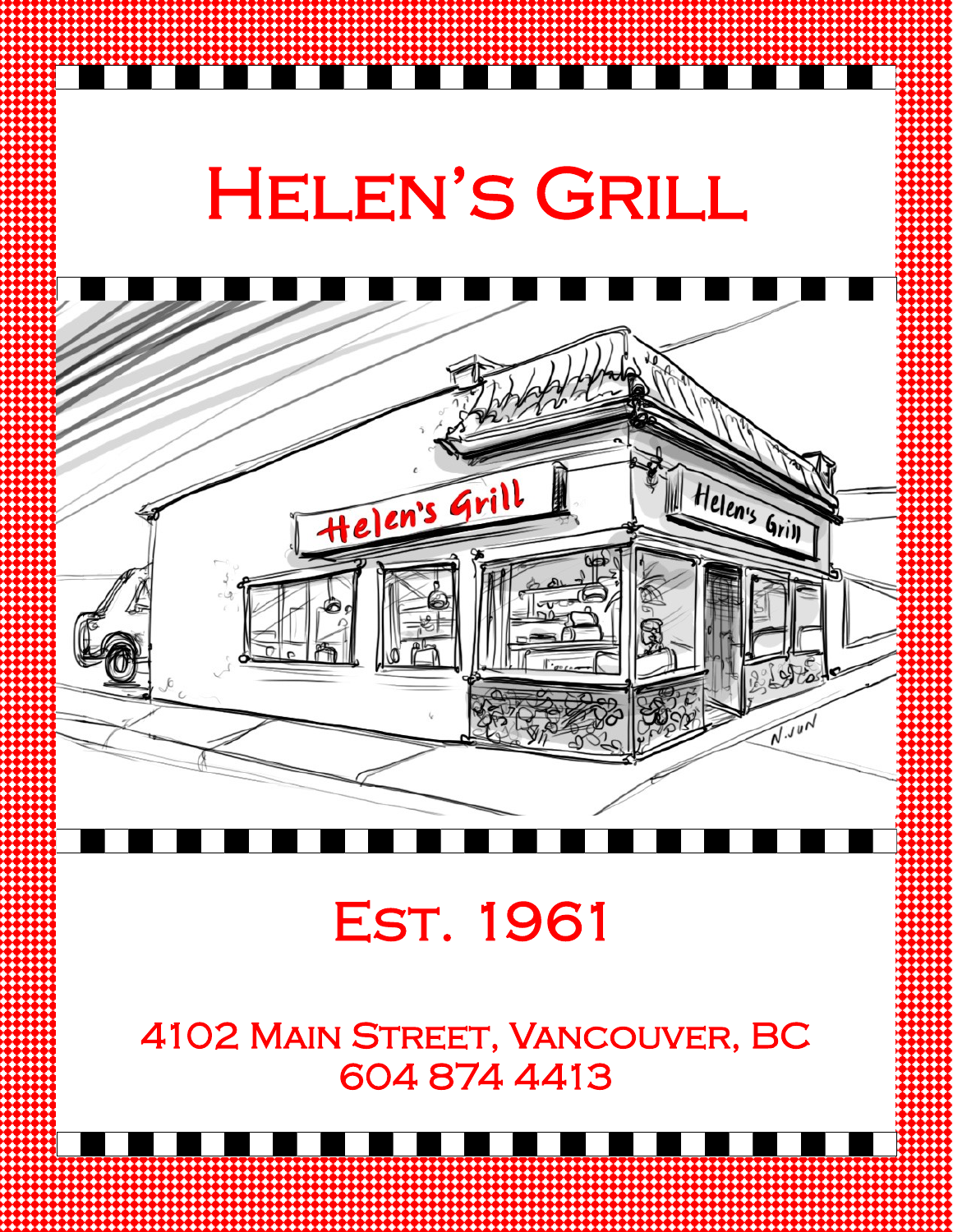# Helen's Grill

Est. 1961

4102 Main Street, Vancouver, BC
604 874 4413